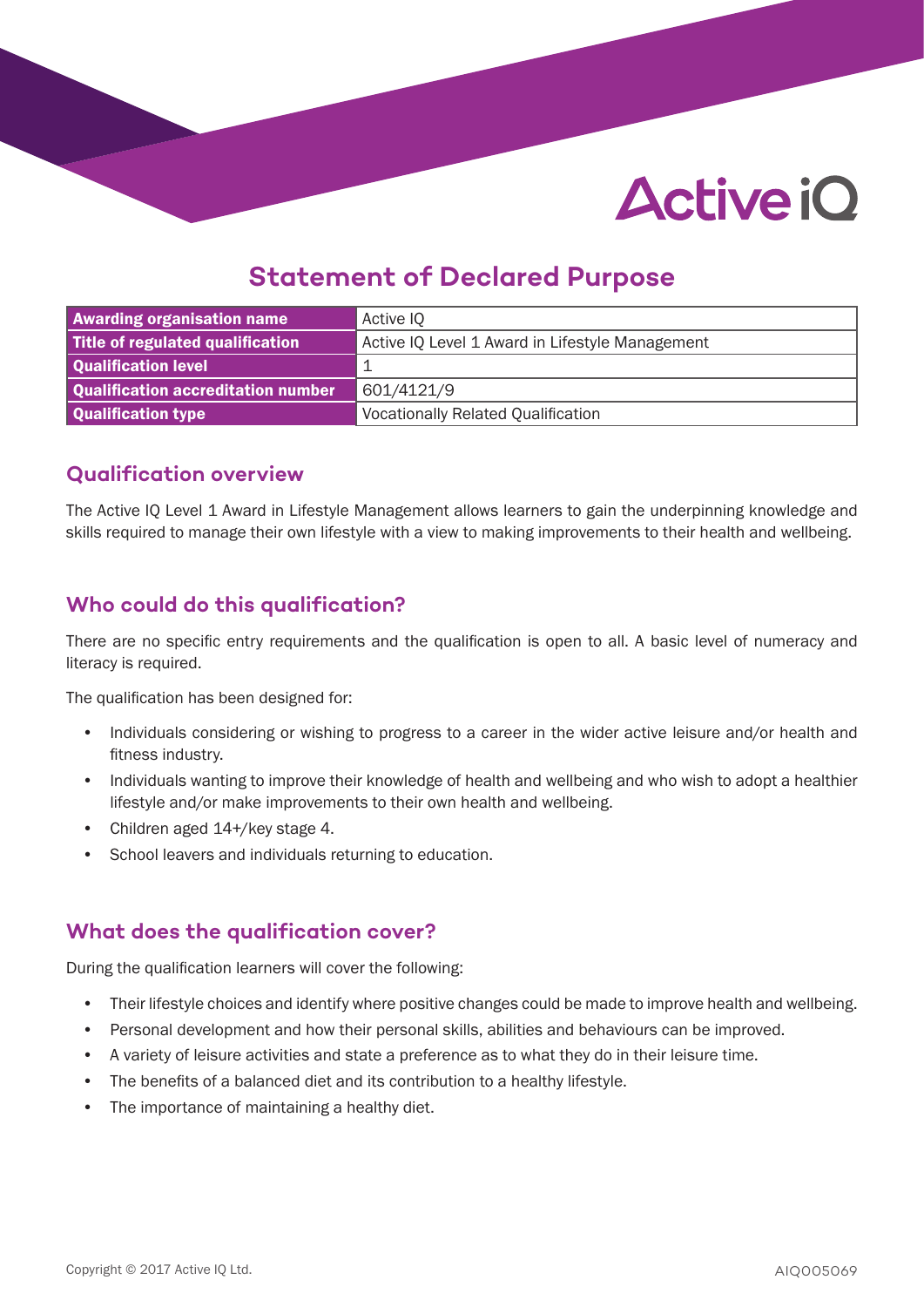# Statement of Declared Purpose

| | |
|---|---|
| **Awarding organisation name** | Active IQ |
| **Title of regulated qualification** | Active IQ Level 1 Award in Lifestyle Management |
| **Qualification level** | 1 |
| **Qualification accreditation number** | 601/4121/9 |
| **Qualification type** | Vocationally Related Qualification |

## Qualification overview

The Active IQ Level 1 Award in Lifestyle Management allows learners to gain the underpinning knowledge and skills required to manage their own lifestyle with a view to making improvements to their health and wellbeing.

## Who could do this qualification?

There are no specific entry requirements and the qualification is open to all. A basic level of numeracy and literacy is required.

The qualification has been designed for:

- Individuals considering or wishing to progress to a career in the wider active leisure and/or health and fitness industry.
- Individuals wanting to improve their knowledge of health and wellbeing and who wish to adopt a healthier lifestyle and/or make improvements to their own health and wellbeing.
- Children aged 14+/key stage 4.
- School leavers and individuals returning to education.

## What does the qualification cover?

During the qualification learners will cover the following:

- Their lifestyle choices and identify where positive changes could be made to improve health and wellbeing.
- Personal development and how their personal skills, abilities and behaviours can be improved.
- A variety of leisure activities and state a preference as to what they do in their leisure time.
- The benefits of a balanced diet and its contribution to a healthy lifestyle.
- The importance of maintaining a healthy diet.

Copyright © 2017 Active IQ Ltd.

AIQ005069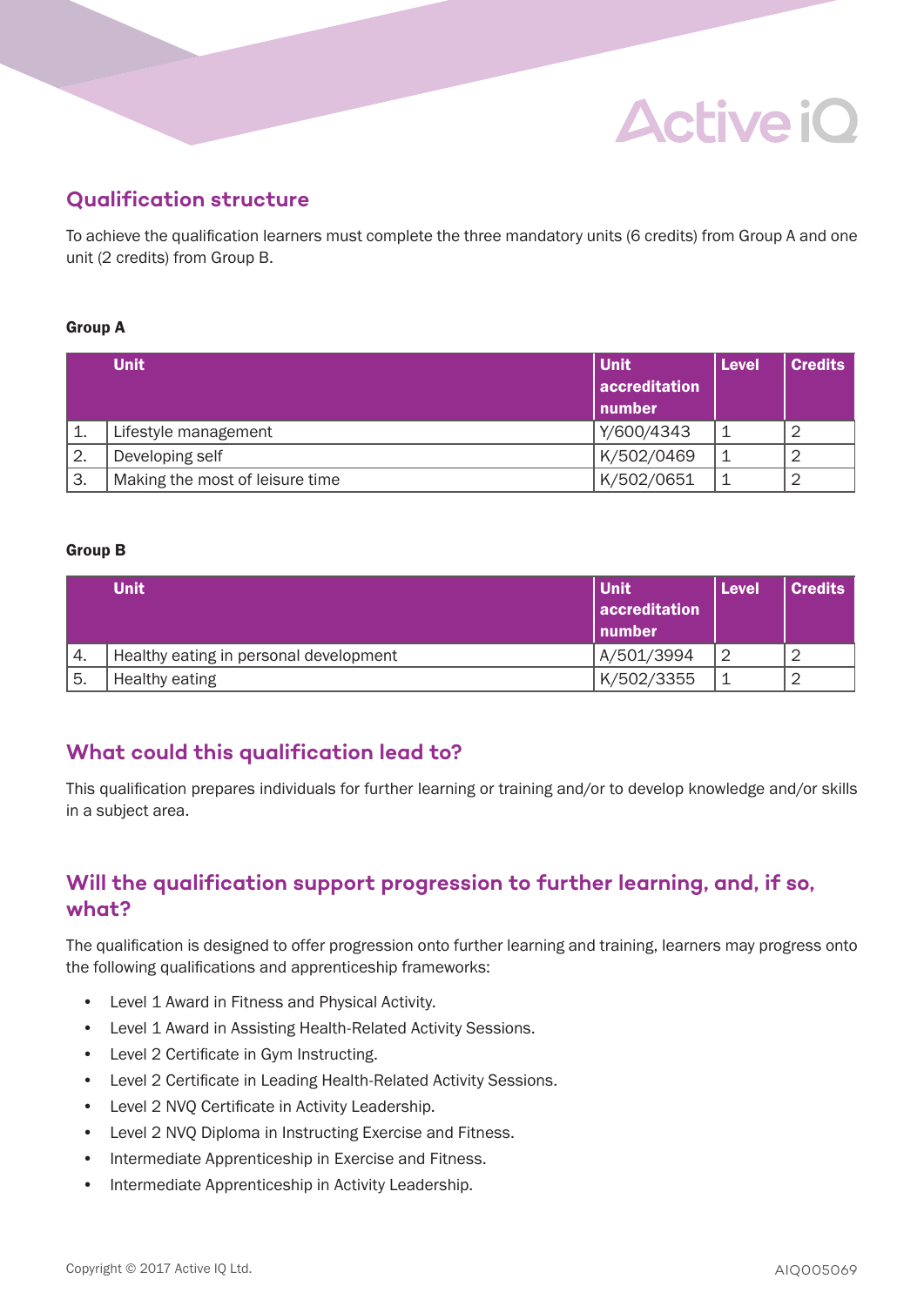## Qualification structure

To achieve the qualification learners must complete the three mandatory units (6 credits) from Group A and one unit (2 credits) from Group B.

**Group A**

| | Unit | Unit accreditation number | Level | Credits |
|---|---|---|---|---|
| 1. | Lifestyle management | Y/600/4343 | 1 | 2 |
| 2. | Developing self | K/502/0469 | 1 | 2 |
| 3. | Making the most of leisure time | K/502/0651 | 1 | 2 |

**Group B**

| | Unit | Unit accreditation number | Level | Credits |
|---|---|---|---|---|
| 4. | Healthy eating in personal development | A/501/3994 | 2 | 2 |
| 5. | Healthy eating | K/502/3355 | 1 | 2 |

## What could this qualification lead to?

This qualification prepares individuals for further learning or training and/or to develop knowledge and/or skills in a subject area.

## Will the qualification support progression to further learning, and, if so, what?

The qualification is designed to offer progression onto further learning and training, learners may progress onto the following qualifications and apprenticeship frameworks:

- Level 1 Award in Fitness and Physical Activity.
- Level 1 Award in Assisting Health-Related Activity Sessions.
- Level 2 Certificate in Gym Instructing.
- Level 2 Certificate in Leading Health-Related Activity Sessions.
- Level 2 NVQ Certificate in Activity Leadership.
- Level 2 NVQ Diploma in Instructing Exercise and Fitness.
- Intermediate Apprenticeship in Exercise and Fitness.
- Intermediate Apprenticeship in Activity Leadership.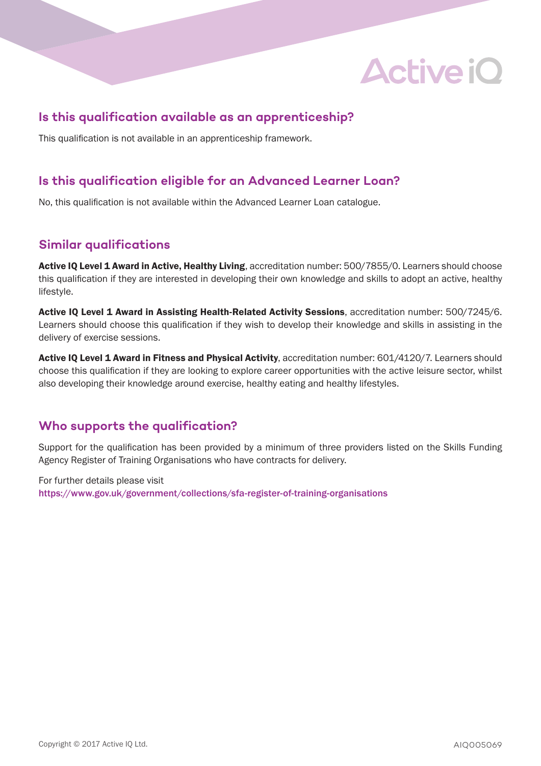## Is this qualification available as an apprenticeship?

This qualification is not available in an apprenticeship framework.

## Is this qualification eligible for an Advanced Learner Loan?

No, this qualification is not available within the Advanced Learner Loan catalogue.

## Similar qualifications

**Active IQ Level 1 Award in Active, Healthy Living**, accreditation number: 500/7855/0. Learners should choose this qualification if they are interested in developing their own knowledge and skills to adopt an active, healthy lifestyle.

**Active IQ Level 1 Award in Assisting Health-Related Activity Sessions**, accreditation number: 500/7245/6. Learners should choose this qualification if they wish to develop their knowledge and skills in assisting in the delivery of exercise sessions.

**Active IQ Level 1 Award in Fitness and Physical Activity**, accreditation number: 601/4120/7. Learners should choose this qualification if they are looking to explore career opportunities with the active leisure sector, whilst also developing their knowledge around exercise, healthy eating and healthy lifestyles.

## Who supports the qualification?

Support for the qualification has been provided by a minimum of three providers listed on the Skills Funding Agency Register of Training Organisations who have contracts for delivery.

For further details please visit
https://www.gov.uk/government/collections/sfa-register-of-training-organisations

Copyright © 2017 Active IQ Ltd.

AIQ005069